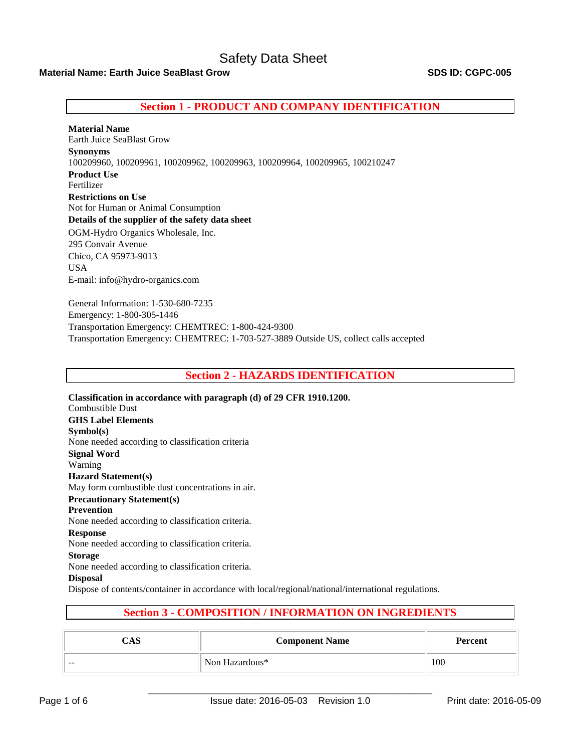# Safety Data Sheet

**Material Name: Earth Juice SeaBlast Grow** **SDS ID: CGPC-005**

## Section 1 - PRODUCT AND COMPANY IDENTIFICATION

**Material Name**
Earth Juice SeaBlast Grow

**Synonyms**
100209960, 100209961, 100209962, 100209963, 100209964, 100209965, 100210247

**Product Use**
Fertilizer

**Restrictions on Use**
Not for Human or Animal Consumption

**Details of the supplier of the safety data sheet**
OGM-Hydro Organics Wholesale, Inc.
295 Convair Avenue
Chico, CA 95973-9013
USA
E-mail: info@hydro-organics.com

General Information: 1-530-680-7235
Emergency: 1-800-305-1446
Transportation Emergency: CHEMTREC: 1-800-424-9300
Transportation Emergency: CHEMTREC: 1-703-527-3889 Outside US, collect calls accepted

## Section 2 - HAZARDS IDENTIFICATION

**Classification in accordance with paragraph (d) of 29 CFR 1910.1200.**
Combustible Dust

**GHS Label Elements**

**Symbol(s)**
None needed according to classification criteria

**Signal Word**
Warning

**Hazard Statement(s)**
May form combustible dust concentrations in air.

**Precautionary Statement(s)**

**Prevention**
None needed according to classification criteria.

**Response**
None needed according to classification criteria.

**Storage**
None needed according to classification criteria.

**Disposal**
Dispose of contents/container in accordance with local/regional/national/international regulations.

## Section 3 - COMPOSITION / INFORMATION ON INGREDIENTS

| CAS | Component Name | Percent |
|---|---|---|
| -- | Non Hazardous* | 100 |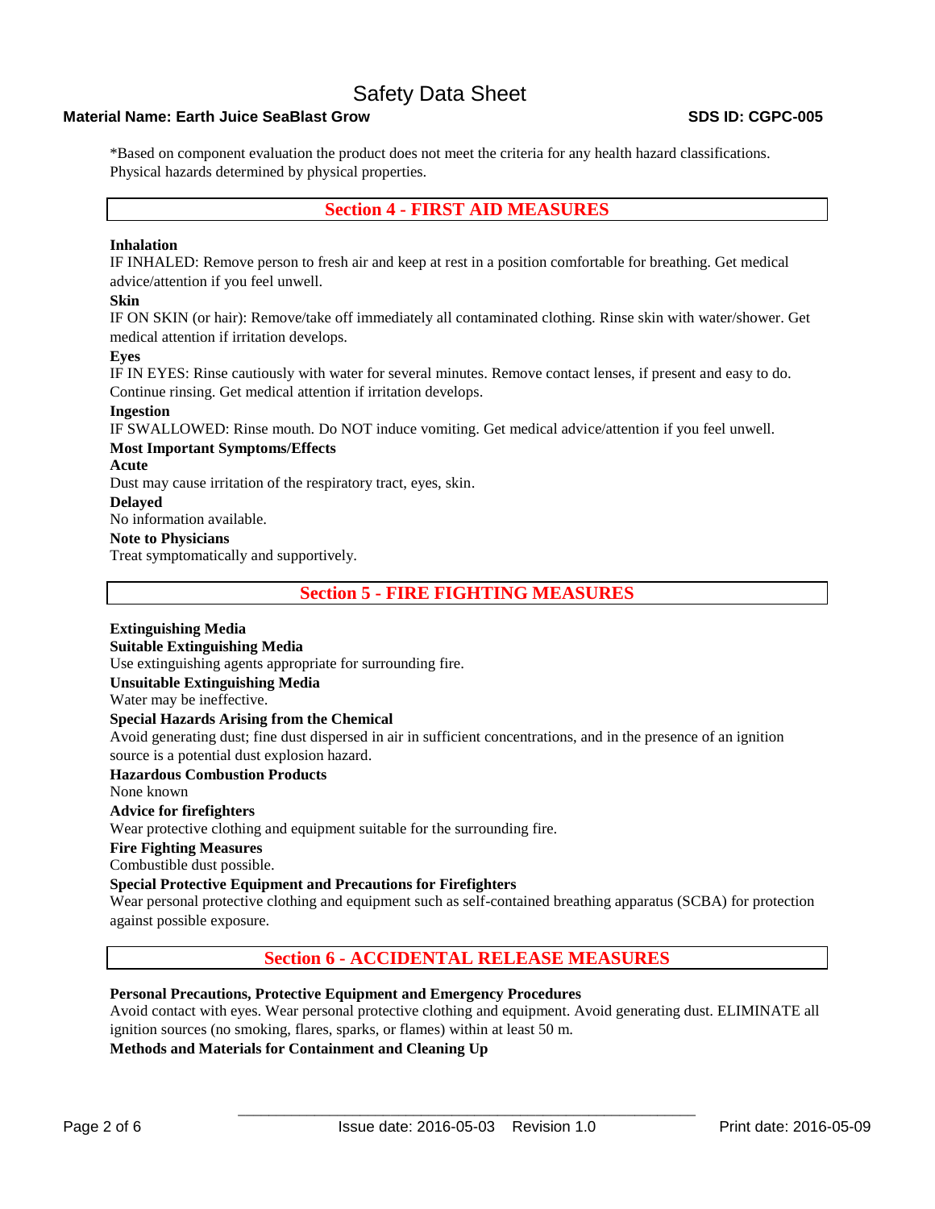*Based on component evaluation the product does not meet the criteria for any health hazard classifications. Physical hazards determined by physical properties.

## Section 4 - FIRST AID MEASURES

**Inhalation**

IF INHALED: Remove person to fresh air and keep at rest in a position comfortable for breathing. Get medical advice/attention if you feel unwell.

**Skin**

IF ON SKIN (or hair): Remove/take off immediately all contaminated clothing. Rinse skin with water/shower. Get medical attention if irritation develops.

**Eyes**

IF IN EYES: Rinse cautiously with water for several minutes. Remove contact lenses, if present and easy to do. Continue rinsing. Get medical attention if irritation develops.

**Ingestion**

IF SWALLOWED: Rinse mouth. Do NOT induce vomiting. Get medical advice/attention if you feel unwell.

**Most Important Symptoms/Effects**

**Acute**

Dust may cause irritation of the respiratory tract, eyes, skin.

**Delayed**

No information available.

**Note to Physicians**

Treat symptomatically and supportively.

## Section 5 - FIRE FIGHTING MEASURES

**Extinguishing Media**

**Suitable Extinguishing Media**

Use extinguishing agents appropriate for surrounding fire.

**Unsuitable Extinguishing Media**

Water may be ineffective.

**Special Hazards Arising from the Chemical**

Avoid generating dust; fine dust dispersed in air in sufficient concentrations, and in the presence of an ignition source is a potential dust explosion hazard.

**Hazardous Combustion Products**

None known

**Advice for firefighters**

Wear protective clothing and equipment suitable for the surrounding fire.

**Fire Fighting Measures**

Combustible dust possible.

**Special Protective Equipment and Precautions for Firefighters**

Wear personal protective clothing and equipment such as self-contained breathing apparatus (SCBA) for protection against possible exposure.

## Section 6 - ACCIDENTAL RELEASE MEASURES

**Personal Precautions, Protective Equipment and Emergency Procedures**

Avoid contact with eyes. Wear personal protective clothing and equipment. Avoid generating dust. ELIMINATE all ignition sources (no smoking, flares, sparks, or flames) within at least 50 m.

**Methods and Materials for Containment and Cleaning Up**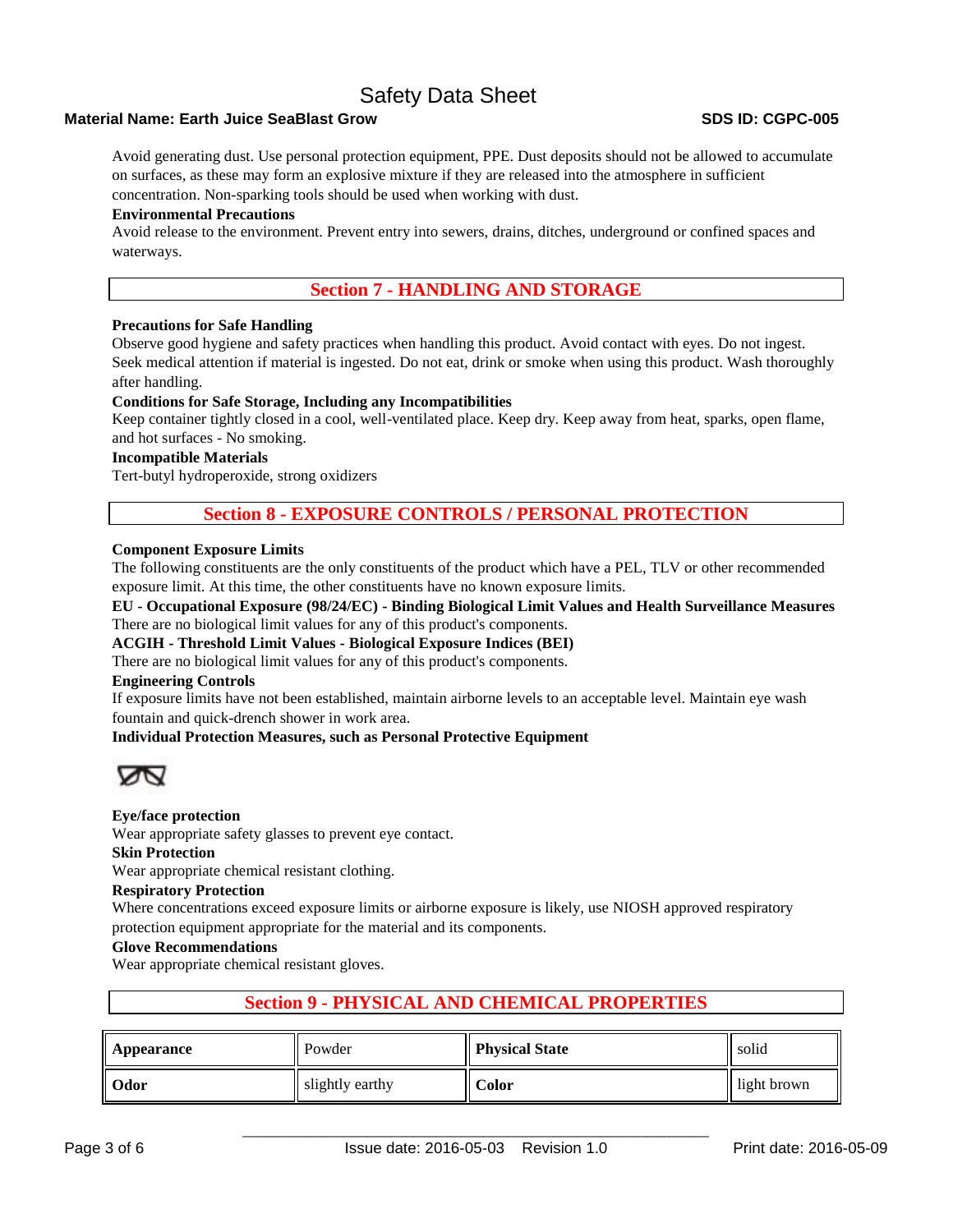Avoid generating dust. Use personal protection equipment, PPE. Dust deposits should not be allowed to accumulate on surfaces, as these may form an explosive mixture if they are released into the atmosphere in sufficient concentration. Non-sparking tools should be used when working with dust.

**Environmental Precautions**

Avoid release to the environment. Prevent entry into sewers, drains, ditches, underground or confined spaces and waterways.

## Section 7 - HANDLING AND STORAGE

**Precautions for Safe Handling**

Observe good hygiene and safety practices when handling this product. Avoid contact with eyes. Do not ingest. Seek medical attention if material is ingested. Do not eat, drink or smoke when using this product. Wash thoroughly after handling.

**Conditions for Safe Storage, Including any Incompatibilities**

Keep container tightly closed in a cool, well-ventilated place. Keep dry. Keep away from heat, sparks, open flame, and hot surfaces - No smoking.

**Incompatible Materials**

Tert-butyl hydroperoxide, strong oxidizers

## Section 8 - EXPOSURE CONTROLS / PERSONAL PROTECTION

**Component Exposure Limits**

The following constituents are the only constituents of the product which have a PEL, TLV or other recommended exposure limit. At this time, the other constituents have no known exposure limits.

**EU - Occupational Exposure (98/24/EC) - Binding Biological Limit Values and Health Surveillance Measures**

There are no biological limit values for any of this product's components.

**ACGIH - Threshold Limit Values - Biological Exposure Indices (BEI)**

There are no biological limit values for any of this product's components.

**Engineering Controls**

If exposure limits have not been established, maintain airborne levels to an acceptable level. Maintain eye wash fountain and quick-drench shower in work area.

**Individual Protection Measures, such as Personal Protective Equipment**

**Eye/face protection**

Wear appropriate safety glasses to prevent eye contact.

**Skin Protection**

Wear appropriate chemical resistant clothing.

**Respiratory Protection**

Where concentrations exceed exposure limits or airborne exposure is likely, use NIOSH approved respiratory protection equipment appropriate for the material and its components.

**Glove Recommendations**

Wear appropriate chemical resistant gloves.

## Section 9 - PHYSICAL AND CHEMICAL PROPERTIES

| **Appearance** | Powder | **Physical State** | solid |
|---|---|---|---|
| **Odor** | slightly earthy | **Color** | light brown |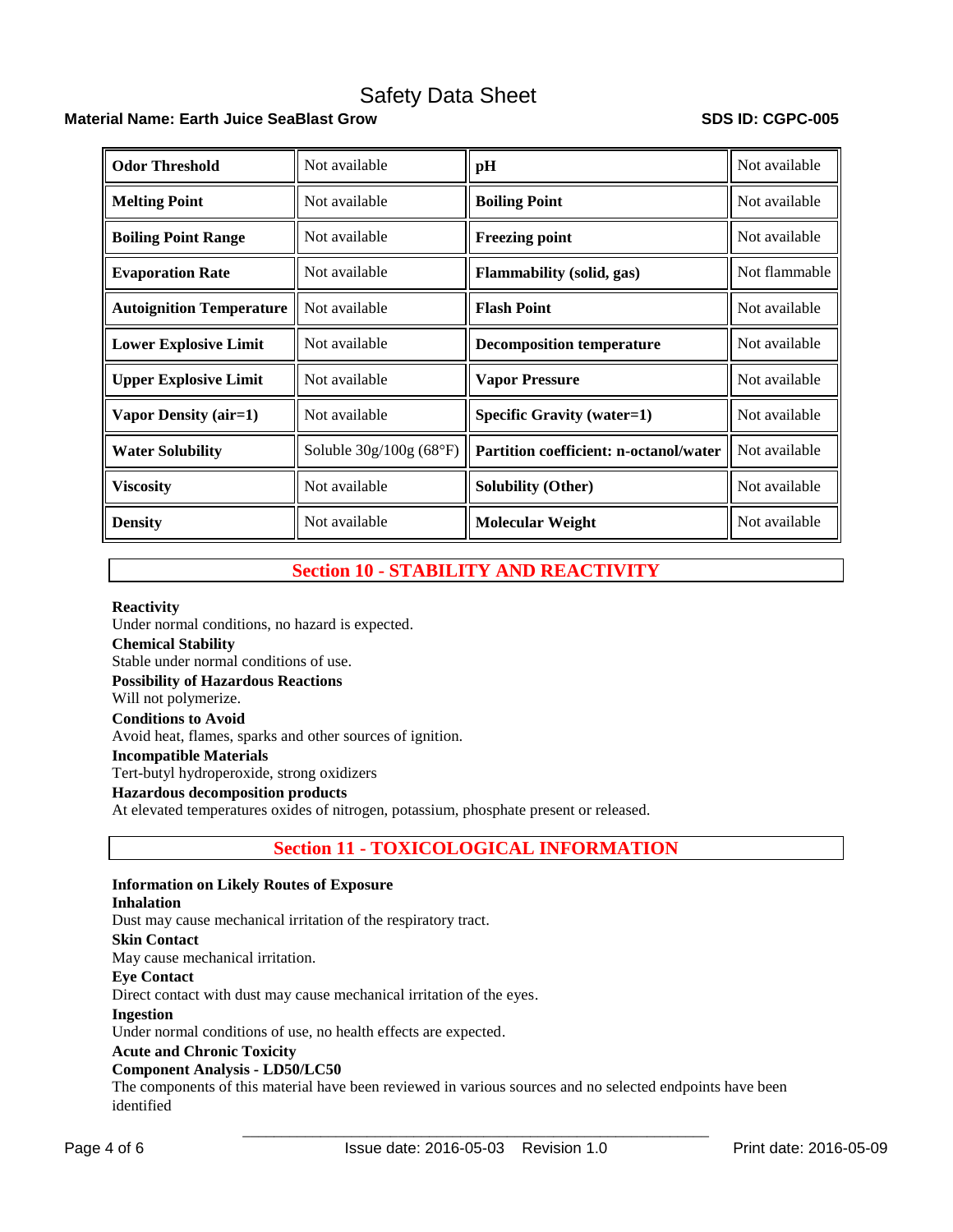| Odor Threshold | Not available | pH | Not available |
|---|---|---|---|
| Melting Point | Not available | Boiling Point | Not available |
| Boiling Point Range | Not available | Freezing point | Not available |
| Evaporation Rate | Not available | Flammability (solid, gas) | Not flammable |
| Autoignition Temperature | Not available | Flash Point | Not available |
| Lower Explosive Limit | Not available | Decomposition temperature | Not available |
| Upper Explosive Limit | Not available | Vapor Pressure | Not available |
| Vapor Density (air=1) | Not available | Specific Gravity (water=1) | Not available |
| Water Solubility | Soluble 30g/100g (68°F) | Partition coefficient: n-octanol/water | Not available |
| Viscosity | Not available | Solubility (Other) | Not available |
| Density | Not available | Molecular Weight | Not available |

## Section 10 - STABILITY AND REACTIVITY

**Reactivity**
Under normal conditions, no hazard is expected.

**Chemical Stability**
Stable under normal conditions of use.

**Possibility of Hazardous Reactions**
Will not polymerize.

**Conditions to Avoid**
Avoid heat, flames, sparks and other sources of ignition.

**Incompatible Materials**
Tert-butyl hydroperoxide, strong oxidizers

**Hazardous decomposition products**
At elevated temperatures oxides of nitrogen, potassium, phosphate present or released.

## Section 11 - TOXICOLOGICAL INFORMATION

**Information on Likely Routes of Exposure**

**Inhalation**
Dust may cause mechanical irritation of the respiratory tract.

**Skin Contact**
May cause mechanical irritation.

**Eye Contact**
Direct contact with dust may cause mechanical irritation of the eyes.

**Ingestion**
Under normal conditions of use, no health effects are expected.

**Acute and Chronic Toxicity**

**Component Analysis - LD50/LC50**
The components of this material have been reviewed in various sources and no selected endpoints have been identified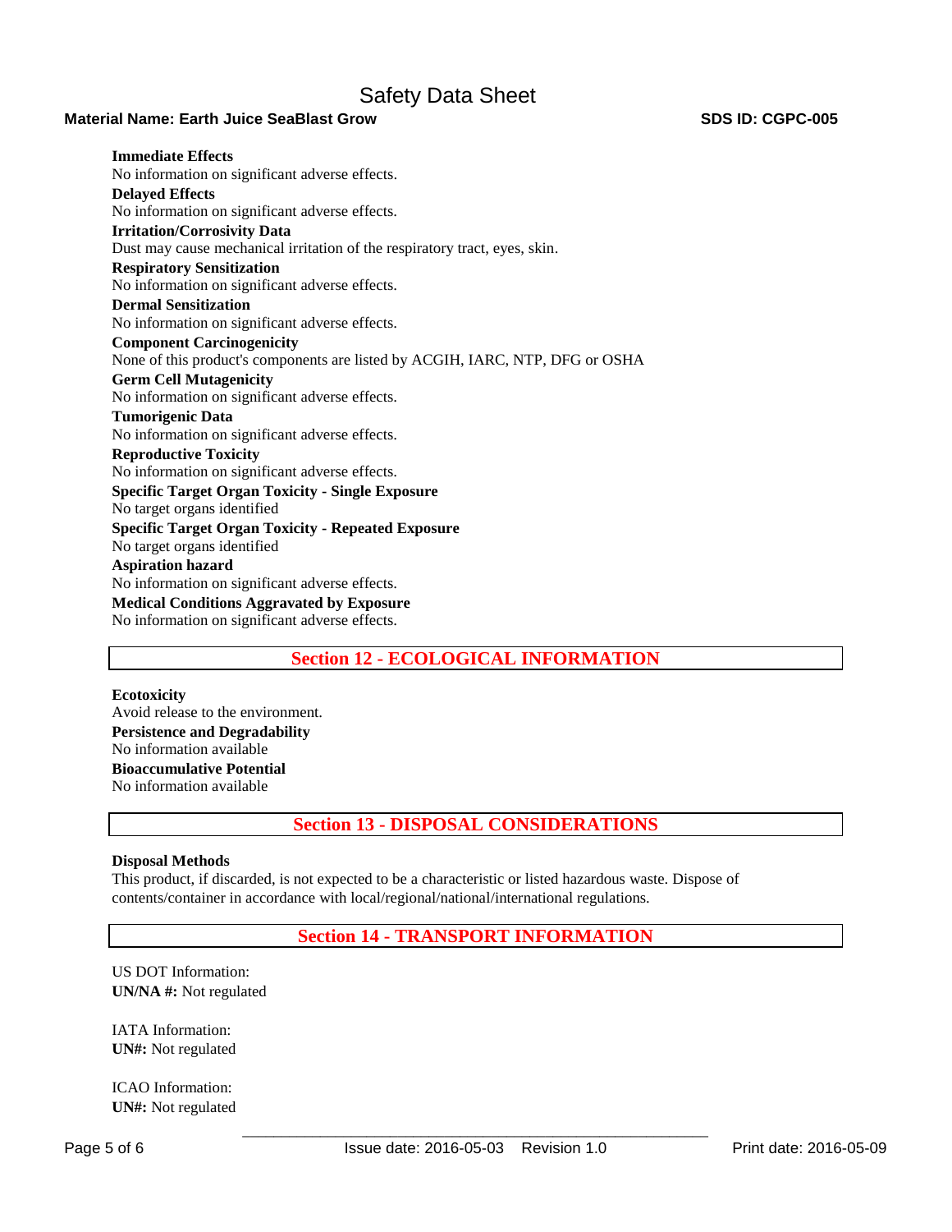**Immediate Effects**
No information on significant adverse effects.

**Delayed Effects**
No information on significant adverse effects.

**Irritation/Corrosivity Data**
Dust may cause mechanical irritation of the respiratory tract, eyes, skin.

**Respiratory Sensitization**
No information on significant adverse effects.

**Dermal Sensitization**
No information on significant adverse effects.

**Component Carcinogenicity**
None of this product's components are listed by ACGIH, IARC, NTP, DFG or OSHA

**Germ Cell Mutagenicity**
No information on significant adverse effects.

**Tumorigenic Data**
No information on significant adverse effects.

**Reproductive Toxicity**
No information on significant adverse effects.

**Specific Target Organ Toxicity - Single Exposure**
No target organs identified

**Specific Target Organ Toxicity - Repeated Exposure**
No target organs identified

**Aspiration hazard**
No information on significant adverse effects.

**Medical Conditions Aggravated by Exposure**
No information on significant adverse effects.

## Section 12 - ECOLOGICAL INFORMATION

**Ecotoxicity**
Avoid release to the environment.

**Persistence and Degradability**
No information available

**Bioaccumulative Potential**
No information available

## Section 13 - DISPOSAL CONSIDERATIONS

**Disposal Methods**
This product, if discarded, is not expected to be a characteristic or listed hazardous waste. Dispose of contents/container in accordance with local/regional/national/international regulations.

## Section 14 - TRANSPORT INFORMATION

US DOT Information:
**UN/NA #:** Not regulated

IATA Information:
**UN#:** Not regulated

ICAO Information:
**UN#:** Not regulated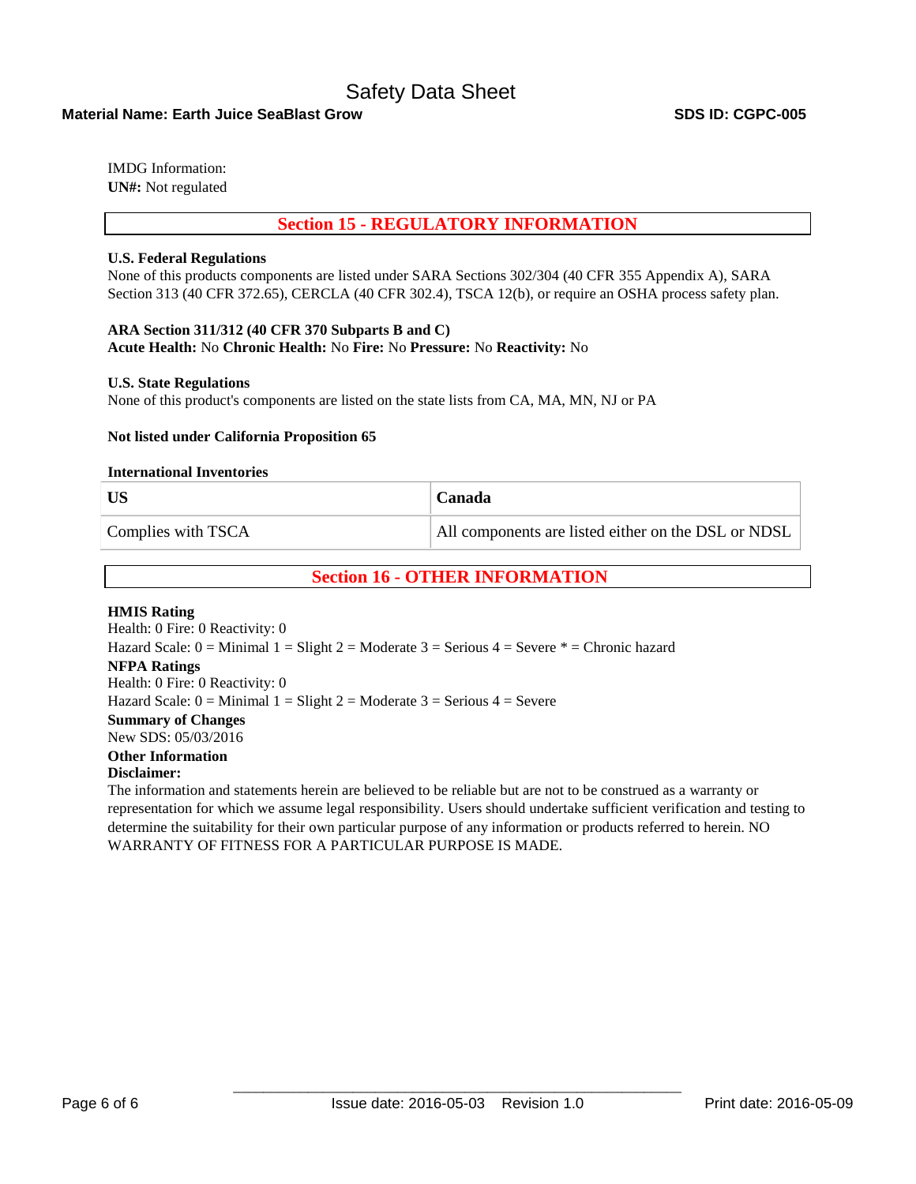IMDG Information:
**UN#:** Not regulated

## Section 15 - REGULATORY INFORMATION

**U.S. Federal Regulations**
None of this products components are listed under SARA Sections 302/304 (40 CFR 355 Appendix A), SARA Section 313 (40 CFR 372.65), CERCLA (40 CFR 302.4), TSCA 12(b), or require an OSHA process safety plan.

**ARA Section 311/312 (40 CFR 370 Subparts B and C)**
**Acute Health:** No **Chronic Health:** No **Fire:** No **Pressure:** No **Reactivity:** No

**U.S. State Regulations**
None of this product's components are listed on the state lists from CA, MA, MN, NJ or PA

**Not listed under California Proposition 65**

**International Inventories**

| US | Canada |
|---|---|
| Complies with TSCA | All components are listed either on the DSL or NDSL |

## Section 16 - OTHER INFORMATION

**HMIS Rating**
Health: 0 Fire: 0 Reactivity: 0
Hazard Scale: 0 = Minimal 1 = Slight 2 = Moderate 3 = Serious 4 = Severe * = Chronic hazard
**NFPA Ratings**
Health: 0 Fire: 0 Reactivity: 0
Hazard Scale: 0 = Minimal 1 = Slight 2 = Moderate 3 = Serious 4 = Severe
**Summary of Changes**
New SDS: 05/03/2016
**Other Information**
**Disclaimer:**
The information and statements herein are believed to be reliable but are not to be construed as a warranty or representation for which we assume legal responsibility. Users should undertake sufficient verification and testing to determine the suitability for their own particular purpose of any information or products referred to herein. NO WARRANTY OF FITNESS FOR A PARTICULAR PURPOSE IS MADE.